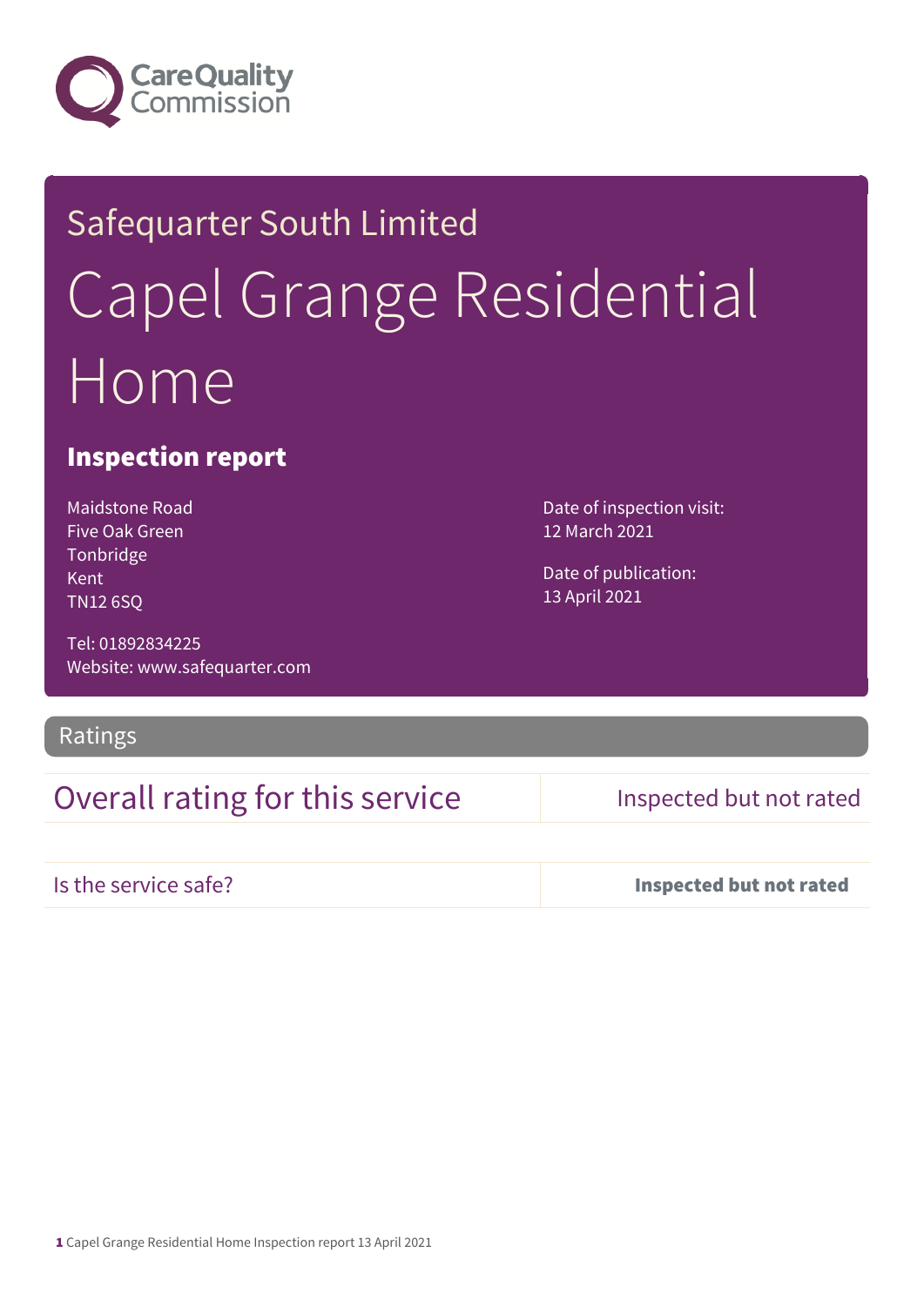Safequarter South Limited

# Capel Grange Residential Home

## Inspection report

Maidstone Road
Five Oak Green
Tonbridge
Kent
TN12 6SQ

Tel: 01892834225
Website: www.safequarter.com

Date of inspection visit:
12 March 2021

Date of publication:
13 April 2021

## Ratings

| Overall rating for this service | Inspected but not rated |
| --- | --- |
| Is the service safe? | **Inspected but not rated** |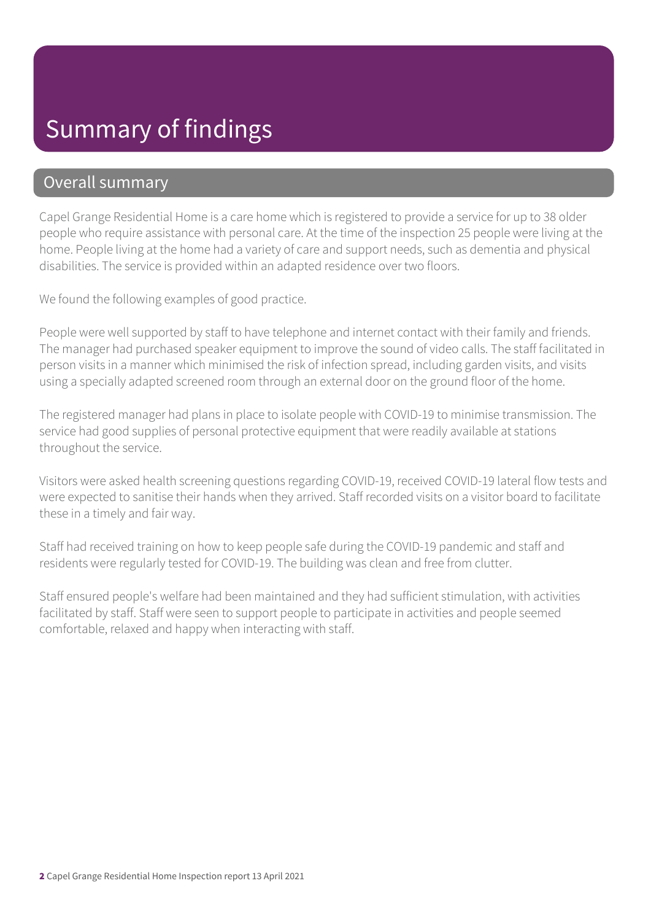# Summary of findings

## Overall summary

Capel Grange Residential Home is a care home which is registered to provide a service for up to 38 older people who require assistance with personal care. At the time of the inspection 25 people were living at the home. People living at the home had a variety of care and support needs, such as dementia and physical disabilities. The service is provided within an adapted residence over two floors.

We found the following examples of good practice.

People were well supported by staff to have telephone and internet contact with their family and friends. The manager had purchased speaker equipment to improve the sound of video calls. The staff facilitated in person visits in a manner which minimised the risk of infection spread, including garden visits, and visits using a specially adapted screened room through an external door on the ground floor of the home.

The registered manager had plans in place to isolate people with COVID-19 to minimise transmission. The service had good supplies of personal protective equipment that were readily available at stations throughout the service.

Visitors were asked health screening questions regarding COVID-19, received COVID-19 lateral flow tests and were expected to sanitise their hands when they arrived. Staff recorded visits on a visitor board to facilitate these in a timely and fair way.

Staff had received training on how to keep people safe during the COVID-19 pandemic and staff and residents were regularly tested for COVID-19. The building was clean and free from clutter.

Staff ensured people's welfare had been maintained and they had sufficient stimulation, with activities facilitated by staff. Staff were seen to support people to participate in activities and people seemed comfortable, relaxed and happy when interacting with staff.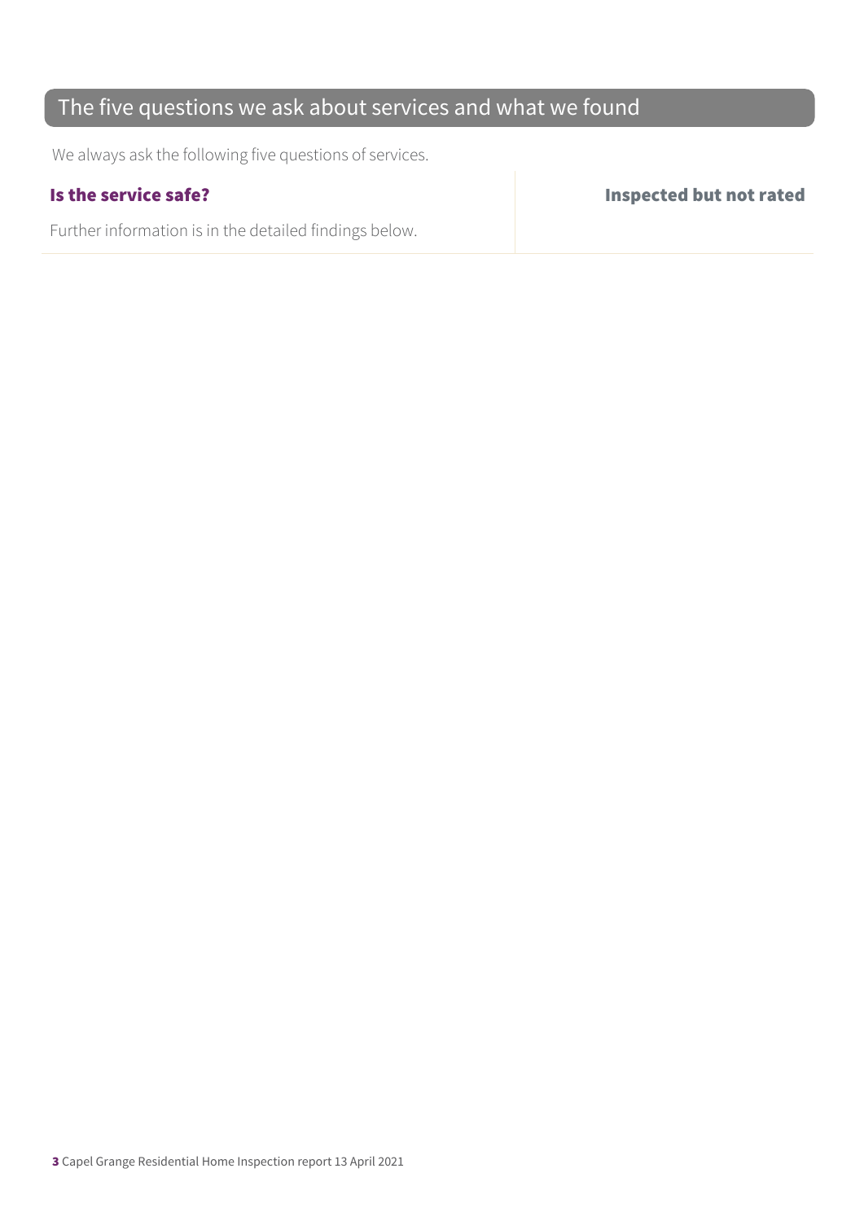## The five questions we ask about services and what we found

We always ask the following five questions of services.

| **Is the service safe?** | **Inspected but not rated** |
| --- | --- |
| Further information is in the detailed findings below. | |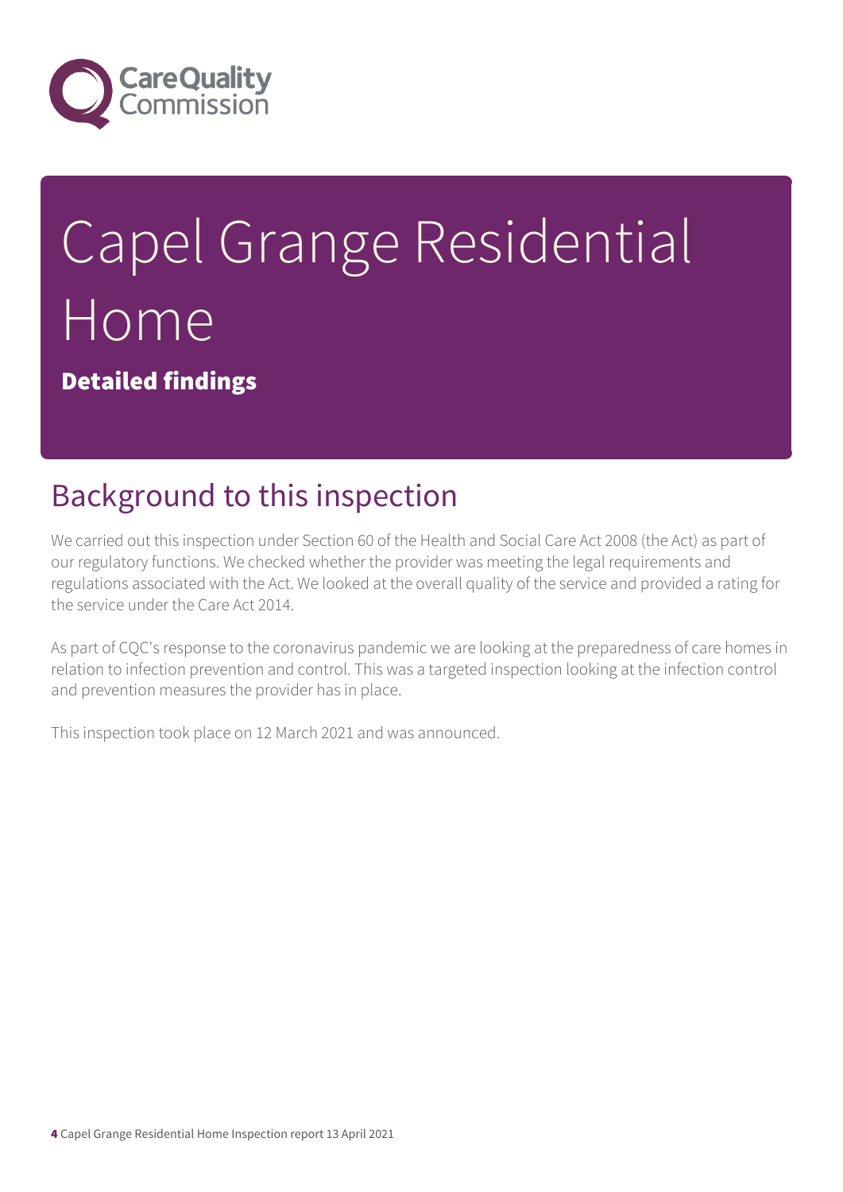# Capel Grange Residential Home

**Detailed findings**

## Background to this inspection

We carried out this inspection under Section 60 of the Health and Social Care Act 2008 (the Act) as part of our regulatory functions. We checked whether the provider was meeting the legal requirements and regulations associated with the Act. We looked at the overall quality of the service and provided a rating for the service under the Care Act 2014.

As part of CQC's response to the coronavirus pandemic we are looking at the preparedness of care homes in relation to infection prevention and control. This was a targeted inspection looking at the infection control and prevention measures the provider has in place.

This inspection took place on 12 March 2021 and was announced.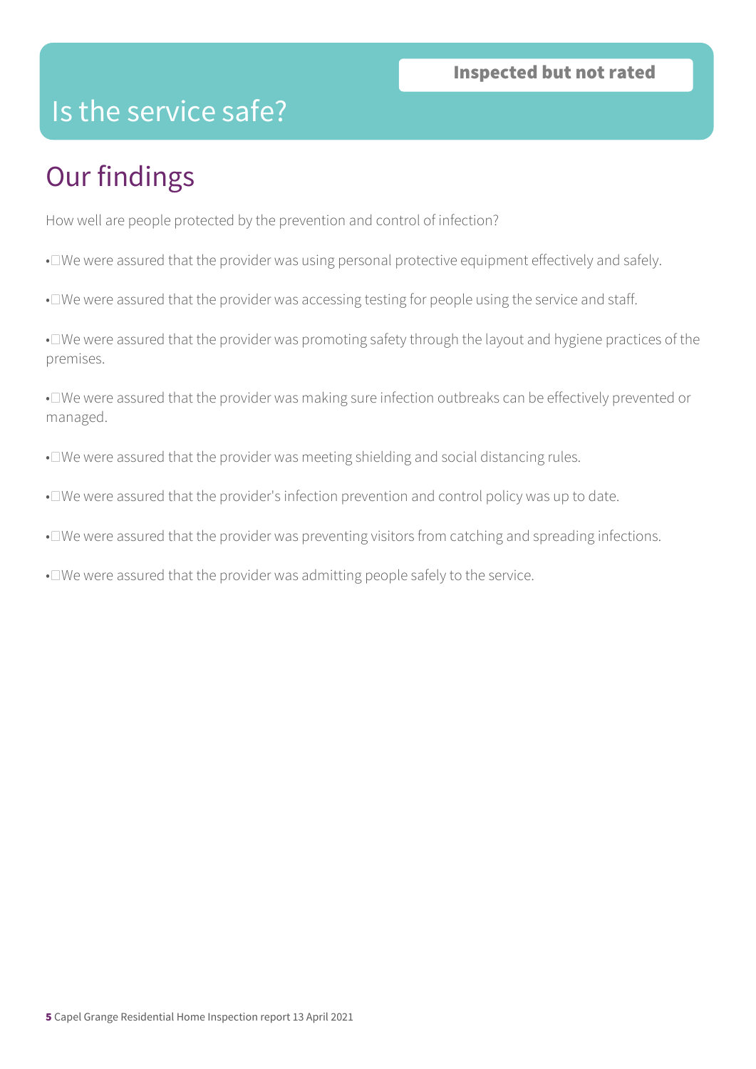# Is the service safe?

**Inspected but not rated**

## Our findings

How well are people protected by the prevention and control of infection?

- We were assured that the provider was using personal protective equipment effectively and safely.
- We were assured that the provider was accessing testing for people using the service and staff.
- We were assured that the provider was promoting safety through the layout and hygiene practices of the premises.
- We were assured that the provider was making sure infection outbreaks can be effectively prevented or managed.
- We were assured that the provider was meeting shielding and social distancing rules.
- We were assured that the provider's infection prevention and control policy was up to date.
- We were assured that the provider was preventing visitors from catching and spreading infections.
- We were assured that the provider was admitting people safely to the service.